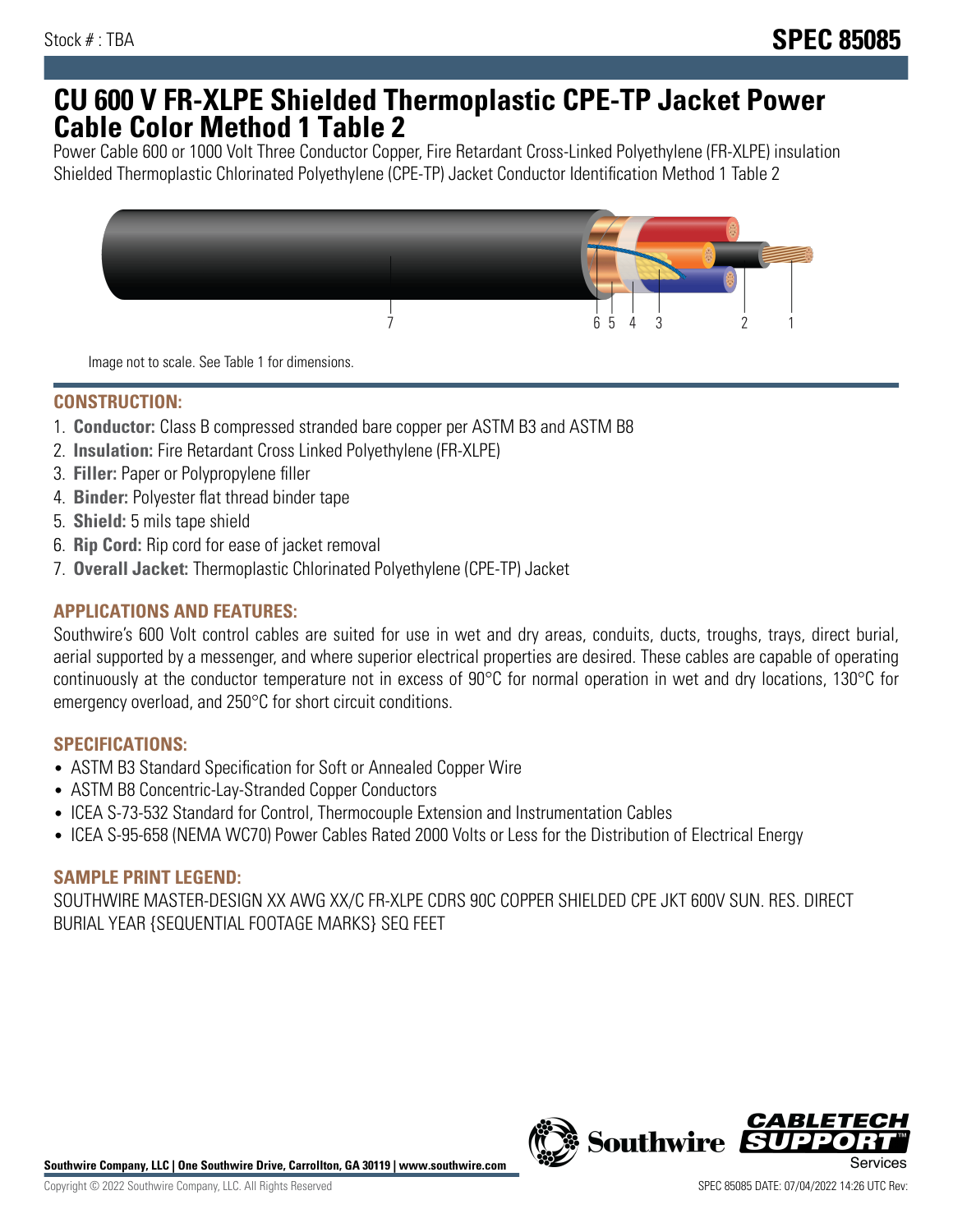Stock # : TBA

# SPEC 85085

# CU 600 V FR-XLPE Shielded Thermoplastic CPE-TP Jacket Power Cable Color Method 1 Table 2

Power Cable 600 or 1000 Volt Three Conductor Copper, Fire Retardant Cross-Linked Polyethylene (FR-XLPE) insulation Shielded Thermoplastic Chlorinated Polyethylene (CPE-TP) Jacket Conductor Identification Method 1 Table 2

7 6 5 4 3 2 1

Image not to scale. See Table 1 for dimensions.

## CONSTRUCTION:

1. **Conductor:** Class B compressed stranded bare copper per ASTM B3 and ASTM B8
2. **Insulation:** Fire Retardant Cross Linked Polyethylene (FR-XLPE)
3. **Filler:** Paper or Polypropylene filler
4. **Binder:** Polyester flat thread binder tape
5. **Shield:** 5 mils tape shield
6. **Rip Cord:** Rip cord for ease of jacket removal
7. **Overall Jacket:** Thermoplastic Chlorinated Polyethylene (CPE-TP) Jacket

## APPLICATIONS AND FEATURES:

Southwire's 600 Volt control cables are suited for use in wet and dry areas, conduits, ducts, troughs, trays, direct burial, aerial supported by a messenger, and where superior electrical properties are desired. These cables are capable of operating continuously at the conductor temperature not in excess of 90°C for normal operation in wet and dry locations, 130°C for emergency overload, and 250°C for short circuit conditions.

## SPECIFICATIONS:

- ASTM B3 Standard Specification for Soft or Annealed Copper Wire
- ASTM B8 Concentric-Lay-Stranded Copper Conductors
- ICEA S-73-532 Standard for Control, Thermocouple Extension and Instrumentation Cables
- ICEA S-95-658 (NEMA WC70) Power Cables Rated 2000 Volts or Less for the Distribution of Electrical Energy

## SAMPLE PRINT LEGEND:

SOUTHWIRE MASTER-DESIGN XX AWG XX/C FR-XLPE CDRS 90C COPPER SHIELDED CPE JKT 600V SUN. RES. DIRECT BURIAL YEAR {SEQUENTIAL FOOTAGE MARKS} SEQ FEET

**Southwire Company, LLC | One Southwire Drive, Carrollton, GA 30119 | www.southwire.com**

Copyright © 2022 Southwire Company, LLC. All Rights Reserved

SPEC 85085 DATE: 07/04/2022 14:26 UTC Rev: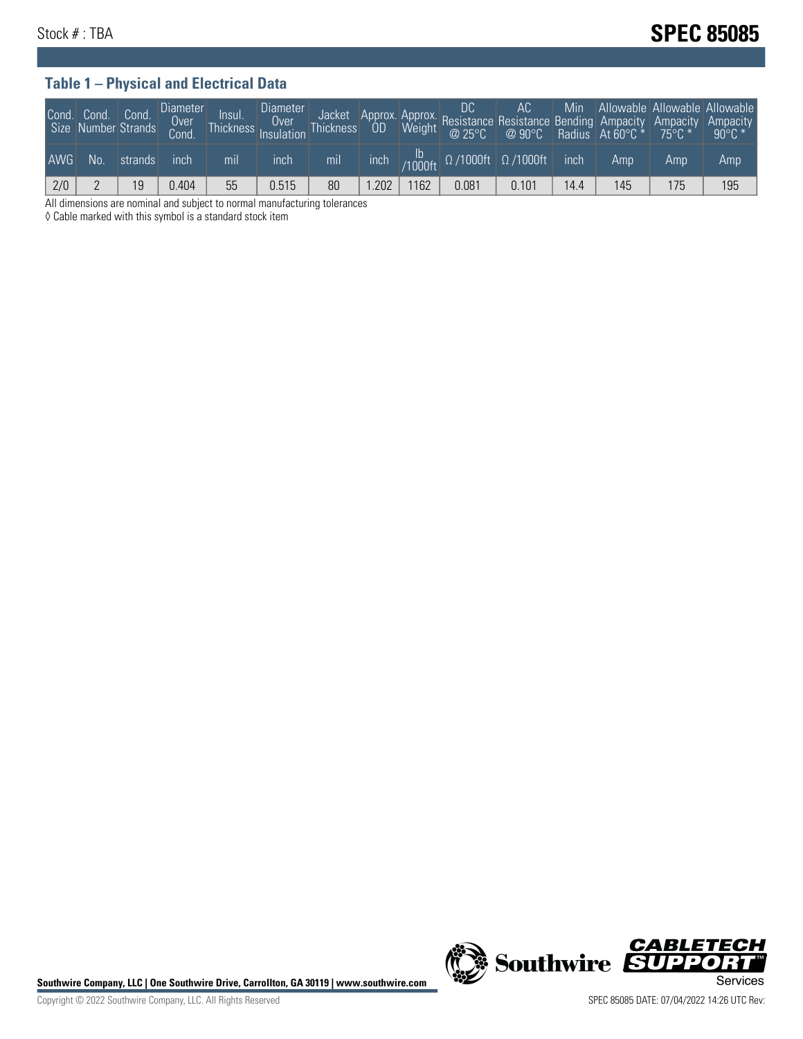### Table 1 – Physical and Electrical Data

| Cond. Size | Cond. Number | Cond. Strands | Diameter Over Cond. | Insul. Thickness | Diameter Over Insulation | Jacket Thickness | Approx. OD | Approx. Weight | DC Resistance @ 25°C | AC Resistance @ 90°C | Min Bending Radius | Allowable Ampacity At 60°C * | Allowable Ampacity 75°C * | Allowable Ampacity 90°C * |
|---|---|---|---|---|---|---|---|---|---|---|---|---|---|---|
| AWG | No. | strands | inch | mil | inch | mil | inch | lb /1000ft | Ω /1000ft | Ω /1000ft | inch | Amp | Amp | Amp |
| 2/0 | 2 | 19 | 0.404 | 55 | 0.515 | 80 | 1.202 | 1162 | 0.081 | 0.101 | 14.4 | 145 | 175 | 195 |

All dimensions are nominal and subject to normal manufacturing tolerances

◊ Cable marked with this symbol is a standard stock item